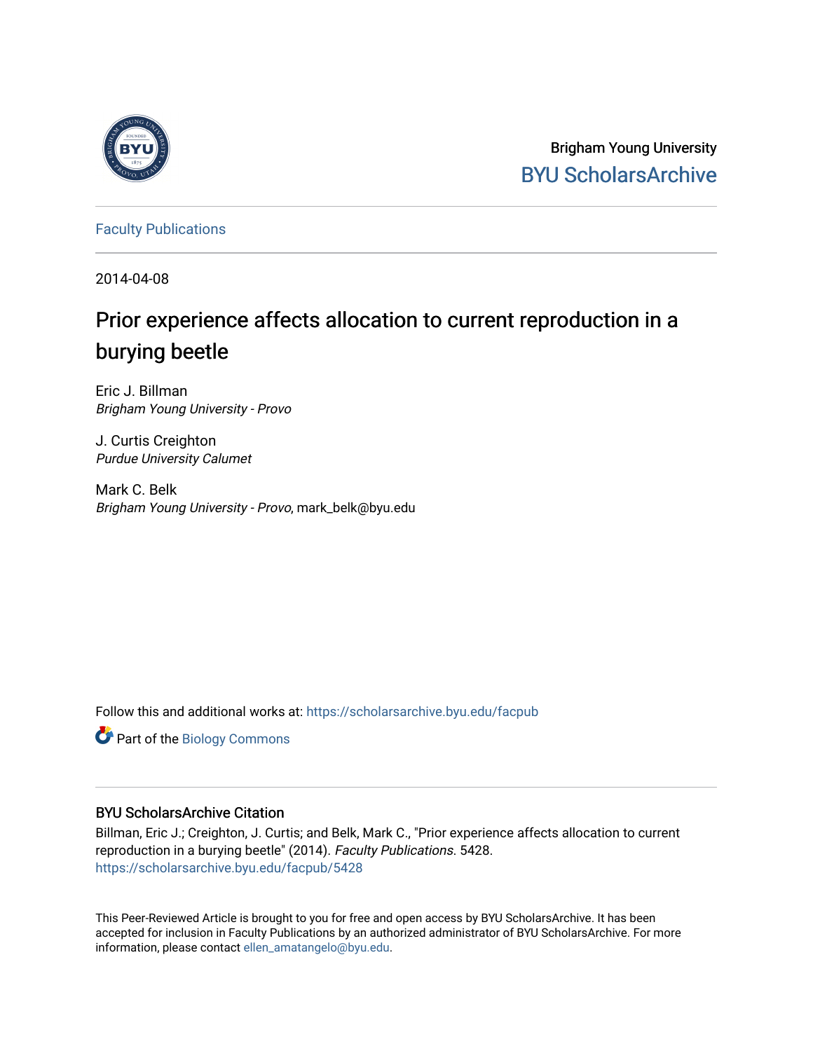Brigham Young University
BYU ScholarsArchive

Faculty Publications

2014-04-08

# Prior experience affects allocation to current reproduction in a burying beetle

Eric J. Billman
*Brigham Young University - Provo*

J. Curtis Creighton
*Purdue University Calumet*

Mark C. Belk
*Brigham Young University - Provo*, mark_belk@byu.edu

Follow this and additional works at: https://scholarsarchive.byu.edu/facpub

Part of the Biology Commons

## BYU ScholarsArchive Citation

Billman, Eric J.; Creighton, J. Curtis; and Belk, Mark C., "Prior experience affects allocation to current reproduction in a burying beetle" (2014). *Faculty Publications*. 5428.
https://scholarsarchive.byu.edu/facpub/5428

This Peer-Reviewed Article is brought to you for free and open access by BYU ScholarsArchive. It has been accepted for inclusion in Faculty Publications by an authorized administrator of BYU ScholarsArchive. For more information, please contact ellen_amatangelo@byu.edu.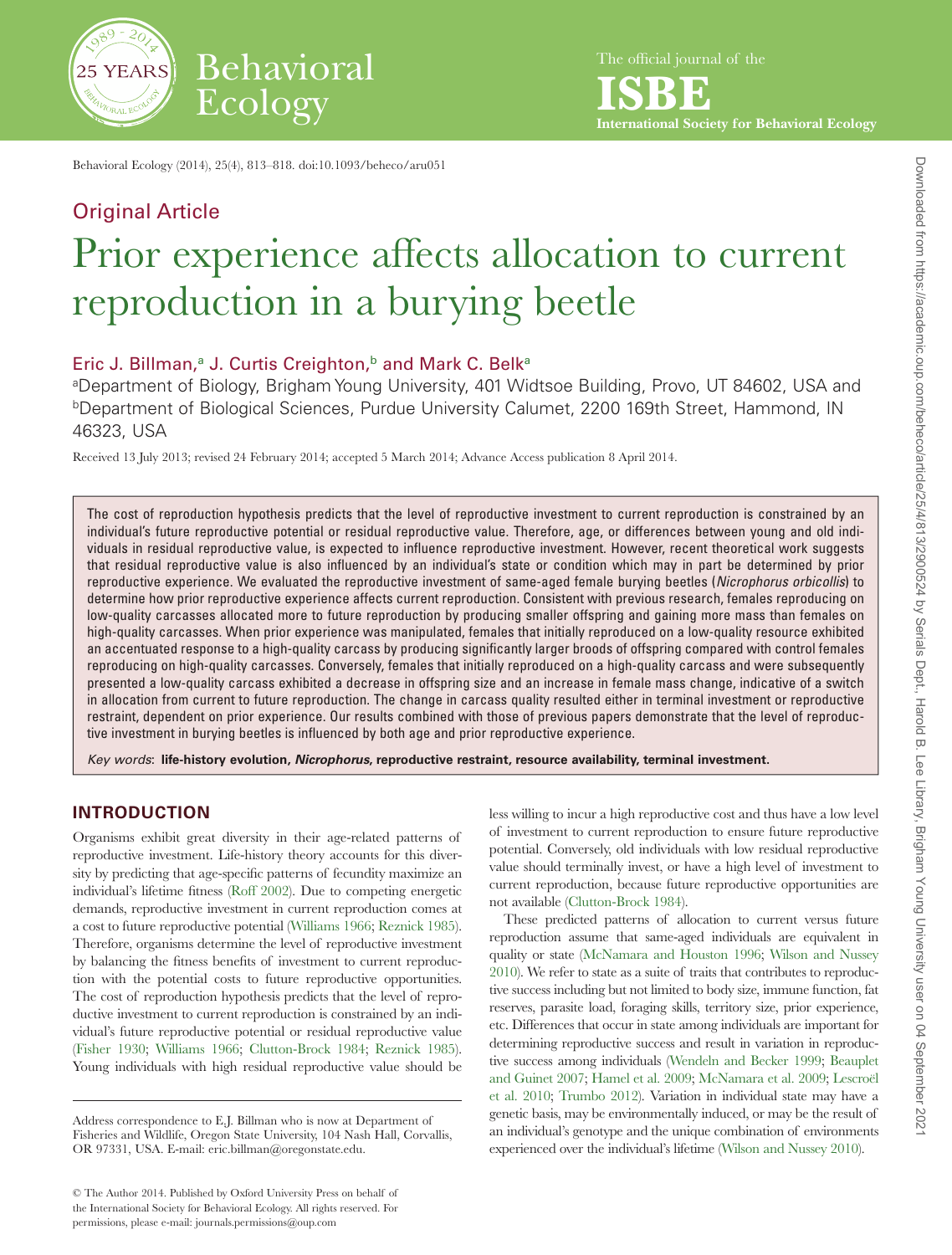# Prior experience affects allocation to current reproduction in a burying beetle

Eric J. Billman,[a] J. Curtis Creighton,[b] and Mark C. Belk[a]

[a]Department of Biology, Brigham Young University, 401 Widtsoe Building, Provo, UT 84602, USA and [b]Department of Biological Sciences, Purdue University Calumet, 2200 169th Street, Hammond, IN 46323, USA

Received 13 July 2013; revised 24 February 2014; accepted 5 March 2014; Advance Access publication 8 April 2014.

The cost of reproduction hypothesis predicts that the level of reproductive investment to current reproduction is constrained by an individual's future reproductive potential or residual reproductive value. Therefore, age, or differences between young and old individuals in residual reproductive value, is expected to influence reproductive investment. However, recent theoretical work suggests that residual reproductive value is also influenced by an individual's state or condition which may in part be determined by prior reproductive experience. We evaluated the reproductive investment of same-aged female burying beetles (*Nicrophorus orbicollis*) to determine how prior reproductive experience affects current reproduction. Consistent with previous research, females reproducing on low-quality carcasses allocated more to future reproduction by producing smaller offspring and gaining more mass than females on high-quality carcasses. When prior experience was manipulated, females that initially reproduced on a low-quality resource exhibited an accentuated response to a high-quality carcass by producing significantly larger broods of offspring compared with control females reproducing on high-quality carcasses. Conversely, females that initially reproduced on a high-quality carcass and were subsequently presented a low-quality carcass exhibited a decrease in offspring size and an increase in female mass change, indicative of a switch in allocation from current to future reproduction. The change in carcass quality resulted either in terminal investment or reproductive restraint, dependent on prior experience. Our results combined with those of previous papers demonstrate that the level of reproductive investment in burying beetles is influenced by both age and prior reproductive experience.

*Key words*: **life-history evolution, *Nicrophorus*, reproductive restraint, resource availability, terminal investment.**

## INTRODUCTION

Organisms exhibit great diversity in their age-related patterns of reproductive investment. Life-history theory accounts for this diversity by predicting that age-specific patterns of fecundity maximize an individual's lifetime fitness (Roff 2002). Due to competing energetic demands, reproductive investment in current reproduction comes at a cost to future reproductive potential (Williams 1966; Reznick 1985). Therefore, organisms determine the level of reproductive investment by balancing the fitness benefits of investment to current reproduction with the potential costs to future reproductive opportunities. The cost of reproduction hypothesis predicts that the level of reproductive investment to current reproduction is constrained by an individual's future reproductive potential or residual reproductive value (Fisher 1930; Williams 1966; Clutton-Brock 1984; Reznick 1985). Young individuals with high residual reproductive value should be less willing to incur a high reproductive cost and thus have a low level of investment to current reproduction to ensure future reproductive potential. Conversely, old individuals with low residual reproductive value should terminally invest, or have a high level of investment to current reproduction, because future reproductive opportunities are not available (Clutton-Brock 1984).

These predicted patterns of allocation to current versus future reproduction assume that same-aged individuals are equivalent in quality or state (McNamara and Houston 1996; Wilson and Nussey 2010). We refer to state as a suite of traits that contributes to reproductive success including but not limited to body size, immune function, fat reserves, parasite load, foraging skills, territory size, prior experience, etc. Differences that occur in state among individuals are important for determining reproductive success and result in variation in reproductive success among individuals (Wendeln and Becker 1999; Beauplet and Guinet 2007; Hamel et al. 2009; McNamara et al. 2009; Lescroël et al. 2010; Trumbo 2012). Variation in individual state may have a genetic basis, may be environmentally induced, or may be the result of an individual's genotype and the unique combination of environments experienced over the individual's lifetime (Wilson and Nussey 2010).

Address correspondence to E.J. Billman who is now at Department of Fisheries and Wildlife, Oregon State University, 104 Nash Hall, Corvallis, OR 97331, USA. E-mail: eric.billman@oregonstate.edu.

© The Author 2014. Published by Oxford University Press on behalf of the International Society for Behavioral Ecology. All rights reserved. For permissions, please e-mail: journals.permissions@oup.com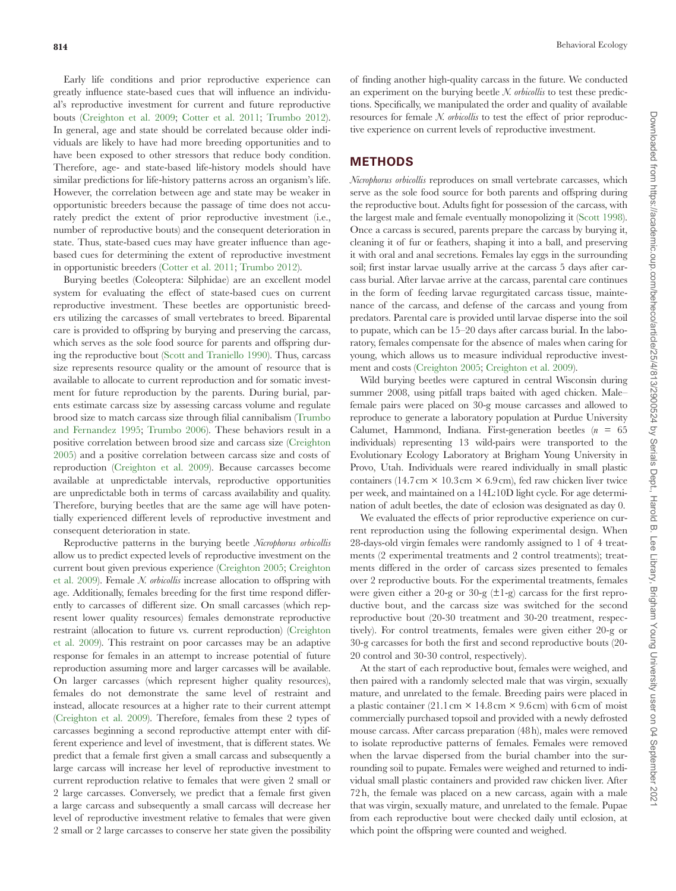Early life conditions and prior reproductive experience can greatly influence state-based cues that will influence an individual's reproductive investment for current and future reproductive bouts (Creighton et al. 2009; Cotter et al. 2011; Trumbo 2012). In general, age and state should be correlated because older individuals are likely to have had more breeding opportunities and to have been exposed to other stressors that reduce body condition. Therefore, age- and state-based life-history models should have similar predictions for life-history patterns across an organism's life. However, the correlation between age and state may be weaker in opportunistic breeders because the passage of time does not accurately predict the extent of prior reproductive investment (i.e., number of reproductive bouts) and the consequent deterioration in state. Thus, state-based cues may have greater influence than age-based cues for determining the extent of reproductive investment in opportunistic breeders (Cotter et al. 2011; Trumbo 2012).

Burying beetles (Coleoptera: Silphidae) are an excellent model system for evaluating the effect of state-based cues on current reproductive investment. These beetles are opportunistic breeders utilizing the carcasses of small vertebrates to breed. Biparental care is provided to offspring by burying and preserving the carcass, which serves as the sole food source for parents and offspring during the reproductive bout (Scott and Traniello 1990). Thus, carcass size represents resource quality or the amount of resource that is available to allocate to current reproduction and for somatic investment for future reproduction by the parents. During burial, parents estimate carcass size by assessing carcass volume and regulate brood size to match carcass size through filial cannibalism (Trumbo and Fernandez 1995; Trumbo 2006). These behaviors result in a positive correlation between brood size and carcass size (Creighton 2005) and a positive correlation between carcass size and costs of reproduction (Creighton et al. 2009). Because carcasses become available at unpredictable intervals, reproductive opportunities are unpredictable both in terms of carcass availability and quality. Therefore, burying beetles that are the same age will have potentially experienced different levels of reproductive investment and consequent deterioration in state.

Reproductive patterns in the burying beetle *Nicrophorus orbicollis* allow us to predict expected levels of reproductive investment on the current bout given previous experience (Creighton 2005; Creighton et al. 2009). Female *N. orbicollis* increase allocation to offspring with age. Additionally, females breeding for the first time respond differently to carcasses of different size. On small carcasses (which represent lower quality resources) females demonstrate reproductive restraint (allocation to future vs. current reproduction) (Creighton et al. 2009). This restraint on poor carcasses may be an adaptive response for females in an attempt to increase potential of future reproduction assuming more and larger carcasses will be available. On larger carcasses (which represent higher quality resources), females do not demonstrate the same level of restraint and instead, allocate resources at a higher rate to their current attempt (Creighton et al. 2009). Therefore, females from these 2 types of carcasses beginning a second reproductive attempt enter with different experience and level of investment, that is different states. We predict that a female first given a small carcass and subsequently a large carcass will increase her level of reproductive investment to current reproduction relative to females that were given 2 small or 2 large carcasses. Conversely, we predict that a female first given a large carcass and subsequently a small carcass will decrease her level of reproductive investment relative to females that were given 2 small or 2 large carcasses to conserve her state given the possibility of finding another high-quality carcass in the future. We conducted an experiment on the burying beetle *N. orbicollis* to test these predictions. Specifically, we manipulated the order and quality of available resources for female *N. orbicollis* to test the effect of prior reproductive experience on current levels of reproductive investment.

## METHODS

*Nicrophorus orbicollis* reproduces on small vertebrate carcasses, which serve as the sole food source for both parents and offspring during the reproductive bout. Adults fight for possession of the carcass, with the largest male and female eventually monopolizing it (Scott 1998). Once a carcass is secured, parents prepare the carcass by burying it, cleaning it of fur or feathers, shaping it into a ball, and preserving it with oral and anal secretions. Females lay eggs in the surrounding soil; first instar larvae usually arrive at the carcass 5 days after carcass burial. After larvae arrive at the carcass, parental care continues in the form of feeding larvae regurgitated carcass tissue, maintenance of the carcass, and defense of the carcass and young from predators. Parental care is provided until larvae disperse into the soil to pupate, which can be 15–20 days after carcass burial. In the laboratory, females compensate for the absence of males when caring for young, which allows us to measure individual reproductive investment and costs (Creighton 2005; Creighton et al. 2009).

Wild burying beetles were captured in central Wisconsin during summer 2008, using pitfall traps baited with aged chicken. Male–female pairs were placed on 30-g mouse carcasses and allowed to reproduce to generate a laboratory population at Purdue University Calumet, Hammond, Indiana. First-generation beetles ($n$ = 65 individuals) representing 13 wild-pairs were transported to the Evolutionary Ecology Laboratory at Brigham Young University in Provo, Utah. Individuals were reared individually in small plastic containers (14.7 cm × 10.3 cm × 6.9 cm), fed raw chicken liver twice per week, and maintained on a 14L:10D light cycle. For age determination of adult beetles, the date of eclosion was designated as day 0.

We evaluated the effects of prior reproductive experience on current reproduction using the following experimental design. When 28-days-old virgin females were randomly assigned to 1 of 4 treatments (2 experimental treatments and 2 control treatments); treatments differed in the order of carcass sizes presented to females over 2 reproductive bouts. For the experimental treatments, females were given either a 20-g or 30-g (±1-g) carcass for the first reproductive bout, and the carcass size was switched for the second reproductive bout (20-30 treatment and 30-20 treatment, respectively). For control treatments, females were given either 20-g or 30-g carcasses for both the first and second reproductive bouts (20-20 control and 30-30 control, respectively).

At the start of each reproductive bout, females were weighed, and then paired with a randomly selected male that was virgin, sexually mature, and unrelated to the female. Breeding pairs were placed in a plastic container (21.1 cm × 14.8 cm × 9.6 cm) with 6 cm of moist commercially purchased topsoil and provided with a newly defrosted mouse carcass. After carcass preparation (48 h), males were removed to isolate reproductive patterns of females. Females were removed when the larvae dispersed from the burial chamber into the surrounding soil to pupate. Females were weighed and returned to individual small plastic containers and provided raw chicken liver. After 72 h, the female was placed on a new carcass, again with a male that was virgin, sexually mature, and unrelated to the female. Pupae from each reproductive bout were checked daily until eclosion, at which point the offspring were counted and weighed.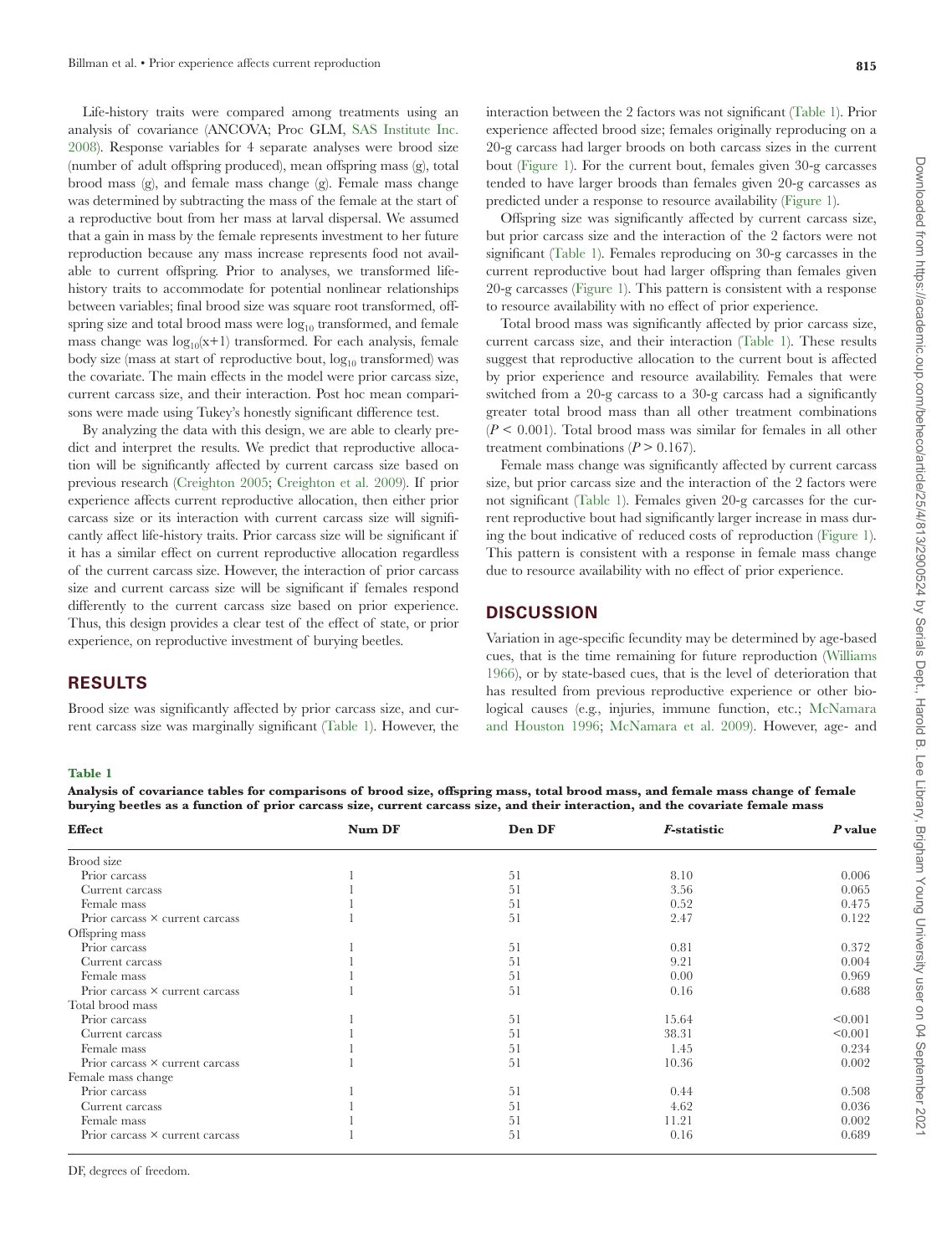Life-history traits were compared among treatments using an analysis of covariance (ANCOVA; Proc GLM, SAS Institute Inc. 2008). Response variables for 4 separate analyses were brood size (number of adult offspring produced), mean offspring mass (g), total brood mass (g), and female mass change (g). Female mass change was determined by subtracting the mass of the female at the start of a reproductive bout from her mass at larval dispersal. We assumed that a gain in mass by the female represents investment to her future reproduction because any mass increase represents food not available to current offspring. Prior to analyses, we transformed life-history traits to accommodate for potential nonlinear relationships between variables; final brood size was square root transformed, offspring size and total brood mass were $\log_{10}$ transformed, and female mass change was $\log_{10}(x+1)$ transformed. For each analysis, female body size (mass at start of reproductive bout, $\log_{10}$ transformed) was the covariate. The main effects in the model were prior carcass size, current carcass size, and their interaction. Post hoc mean comparisons were made using Tukey's honestly significant difference test.

By analyzing the data with this design, we are able to clearly predict and interpret the results. We predict that reproductive allocation will be significantly affected by current carcass size based on previous research (Creighton 2005; Creighton et al. 2009). If prior experience affects current reproductive allocation, then either prior carcass size or its interaction with current carcass size will significantly affect life-history traits. Prior carcass size will be significant if it has a similar effect on current reproductive allocation regardless of the current carcass size. However, the interaction of prior carcass size and current carcass size will be significant if females respond differently to the current carcass size based on prior experience. Thus, this design provides a clear test of the effect of state, or prior experience, on reproductive investment of burying beetles.

## RESULTS

Brood size was significantly affected by prior carcass size, and current carcass size was marginally significant (Table 1). However, the interaction between the 2 factors was not significant (Table 1). Prior experience affected brood size; females originally reproducing on a 20-g carcass had larger broods on both carcass sizes in the current bout (Figure 1). For the current bout, females given 30-g carcasses tended to have larger broods than females given 20-g carcasses as predicted under a response to resource availability (Figure 1).

Offspring size was significantly affected by current carcass size, but prior carcass size and the interaction of the 2 factors were not significant (Table 1). Females reproducing on 30-g carcasses in the current reproductive bout had larger offspring than females given 20-g carcasses (Figure 1). This pattern is consistent with a response to resource availability with no effect of prior experience.

Total brood mass was significantly affected by prior carcass size, current carcass size, and their interaction (Table 1). These results suggest that reproductive allocation to the current bout is affected by prior experience and resource availability. Females that were switched from a 20-g carcass to a 30-g carcass had a significantly greater total brood mass than all other treatment combinations ($P < 0.001$). Total brood mass was similar for females in all other treatment combinations ($P > 0.167$).

Female mass change was significantly affected by current carcass size, but prior carcass size and the interaction of the 2 factors were not significant (Table 1). Females given 20-g carcasses for the current reproductive bout had significantly larger increase in mass during the bout indicative of reduced costs of reproduction (Figure 1). This pattern is consistent with a response in female mass change due to resource availability with no effect of prior experience.

## DISCUSSION

Variation in age-specific fecundity may be determined by age-based cues, that is the time remaining for future reproduction (Williams 1966), or by state-based cues, that is the level of deterioration that has resulted from previous reproductive experience or other biological causes (e.g., injuries, immune function, etc.; McNamara and Houston 1996; McNamara et al. 2009). However, age- and

**Table 1**

**Analysis of covariance tables for comparisons of brood size, offspring mass, total brood mass, and female mass change of female burying beetles as a function of prior carcass size, current carcass size, and their interaction, and the covariate female mass**

| Effect | Num DF | Den DF | *F*-statistic | *P* value |
|---|---|---|---|---|
| Brood size | | | | |
| Prior carcass | 1 | 51 | 8.10 | 0.006 |
| Current carcass | 1 | 51 | 3.56 | 0.065 |
| Female mass | 1 | 51 | 0.52 | 0.475 |
| Prior carcass × current carcass | 1 | 51 | 2.47 | 0.122 |
| Offspring mass | | | | |
| Prior carcass | 1 | 51 | 0.81 | 0.372 |
| Current carcass | 1 | 51 | 9.21 | 0.004 |
| Female mass | 1 | 51 | 0.00 | 0.969 |
| Prior carcass × current carcass | 1 | 51 | 0.16 | 0.688 |
| Total brood mass | | | | |
| Prior carcass | 1 | 51 | 15.64 | <0.001 |
| Current carcass | 1 | 51 | 38.31 | <0.001 |
| Female mass | 1 | 51 | 1.45 | 0.234 |
| Prior carcass × current carcass | 1 | 51 | 10.36 | 0.002 |
| Female mass change | | | | |
| Prior carcass | 1 | 51 | 0.44 | 0.508 |
| Current carcass | 1 | 51 | 4.62 | 0.036 |
| Female mass | 1 | 51 | 11.21 | 0.002 |
| Prior carcass × current carcass | 1 | 51 | 0.16 | 0.689 |

DF, degrees of freedom.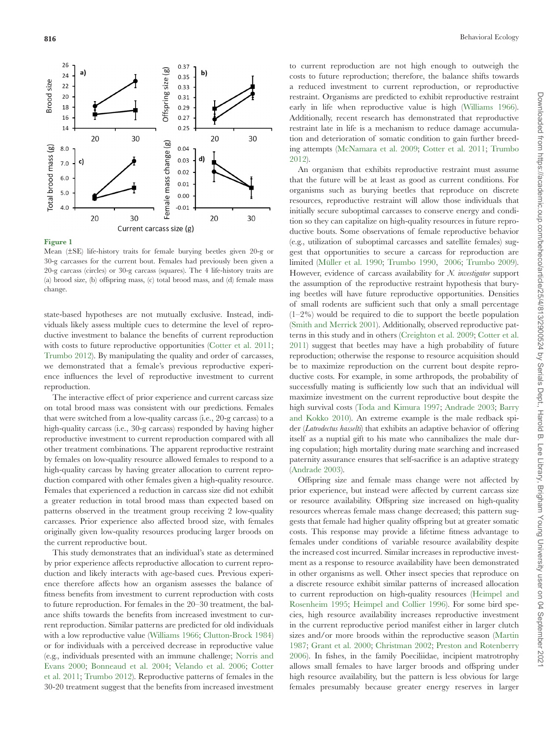**Figure 1**

Mean (±SE) life-history traits for female burying beetles given 20-g or 30-g carcasses for the current bout. Females had previously been given a 20-g carcass (circles) or 30-g carcass (squares). The 4 life-history traits are (a) brood size, (b) offspring mass, (c) total brood mass, and (d) female mass change.

state-based hypotheses are not mutually exclusive. Instead, individuals likely assess multiple cues to determine the level of reproductive investment to balance the benefits of current reproduction with costs to future reproductive opportunities (Cotter et al. 2011; Trumbo 2012). By manipulating the quality and order of carcasses, we demonstrated that a female's previous reproductive experience influences the level of reproductive investment to current reproduction.

The interactive effect of prior experience and current carcass size on total brood mass was consistent with our predictions. Females that were switched from a low-quality carcass (i.e., 20-g carcass) to a high-quality carcass (i.e., 30-g carcass) responded by having higher reproductive investment to current reproduction compared with all other treatment combinations. The apparent reproductive restraint by females on low-quality resource allowed females to respond to a high-quality carcass by having greater allocation to current reproduction compared with other females given a high-quality resource. Females that experienced a reduction in carcass size did not exhibit a greater reduction in total brood mass than expected based on patterns observed in the treatment group receiving 2 low-quality carcasses. Prior experience also affected brood size, with females originally given low-quality resources producing larger broods on the current reproductive bout.

This study demonstrates that an individual's state as determined by prior experience affects reproductive allocation to current reproduction and likely interacts with age-based cues. Previous experience therefore affects how an organism assesses the balance of fitness benefits from investment to current reproduction with costs to future reproduction. For females in the 20–30 treatment, the balance shifts towards the benefits from increased investment to current reproduction. Similar patterns are predicted for old individuals with a low reproductive value (Williams 1966; Clutton-Brock 1984) or for individuals with a perceived decrease in reproductive value (e.g., individuals presented with an immune challenge; Norris and Evans 2000; Bonneaud et al. 2004; Velando et al. 2006; Cotter et al. 2011; Trumbo 2012). Reproductive patterns of females in the 30-20 treatment suggest that the benefits from increased investment to current reproduction are not high enough to outweigh the costs to future reproduction; therefore, the balance shifts towards a reduced investment to current reproduction, or reproductive restraint. Organisms are predicted to exhibit reproductive restraint early in life when reproductive value is high (Williams 1966). Additionally, recent research has demonstrated that reproductive restraint late in life is a mechanism to reduce damage accumulation and deterioration of somatic condition to gain further breeding attempts (McNamara et al. 2009; Cotter et al. 2011; Trumbo 2012).

An organism that exhibits reproductive restraint must assume that the future will be at least as good as current conditions. For organisms such as burying beetles that reproduce on discrete resources, reproductive restraint will allow those individuals that initially secure suboptimal carcasses to conserve energy and condition so they can capitalize on high-quality resources in future reproductive bouts. Some observations of female reproductive behavior (e.g., utilization of suboptimal carcasses and satellite females) suggest that opportunities to secure a carcass for reproduction are limited (Müller et al. 1990; Trumbo 1990, 2006; Trumbo 2009). However, evidence of carcass availability for *N. investigator* support the assumption of the reproductive restraint hypothesis that burying beetles will have future reproductive opportunities. Densities of small rodents are sufficient such that only a small percentage (1–2%) would be required to die to support the beetle population (Smith and Merrick 2001). Additionally, observed reproductive patterns in this study and in others (Creighton et al. 2009; Cotter et al. 2011) suggest that beetles may have a high probability of future reproduction; otherwise the response to resource acquisition should be to maximize reproduction on the current bout despite reproductive costs. For example, in some arthropods, the probability of successfully mating is sufficiently low such that an individual will maximize investment on the current reproductive bout despite the high survival costs (Toda and Kimura 1997; Andrade 2003; Barry and Kokko 2010). An extreme example is the male redback spider (*Latrodectus hasselti*) that exhibits an adaptive behavior of offering itself as a nuptial gift to his mate who cannibalizes the male during copulation; high mortality during mate searching and increased paternity assurance ensures that self-sacrifice is an adaptive strategy (Andrade 2003).

Offspring size and female mass change were not affected by prior experience, but instead were affected by current carcass size or resource availability. Offspring size increased on high-quality resources whereas female mass change decreased; this pattern suggests that female had higher quality offspring but at greater somatic costs. This response may provide a lifetime fitness advantage to females under conditions of variable resource availability despite the increased cost incurred. Similar increases in reproductive investment as a response to resource availability have been demonstrated in other organisms as well. Other insect species that reproduce on a discrete resource exhibit similar patterns of increased allocation to current reproduction on high-quality resources (Heimpel and Rosenheim 1995; Heimpel and Collier 1996). For some bird species, high resource availability increases reproductive investment in the current reproductive period manifest either in larger clutch sizes and/or more broods within the reproductive season (Martin 1987; Grant et al. 2000; Christman 2002; Preston and Rotenberry 2006). In fishes, in the family Poeciliidae, incipient matrotrophy allows small females to have larger broods and offspring under high resource availability, but the pattern is less obvious for large females presumably because greater energy reserves in larger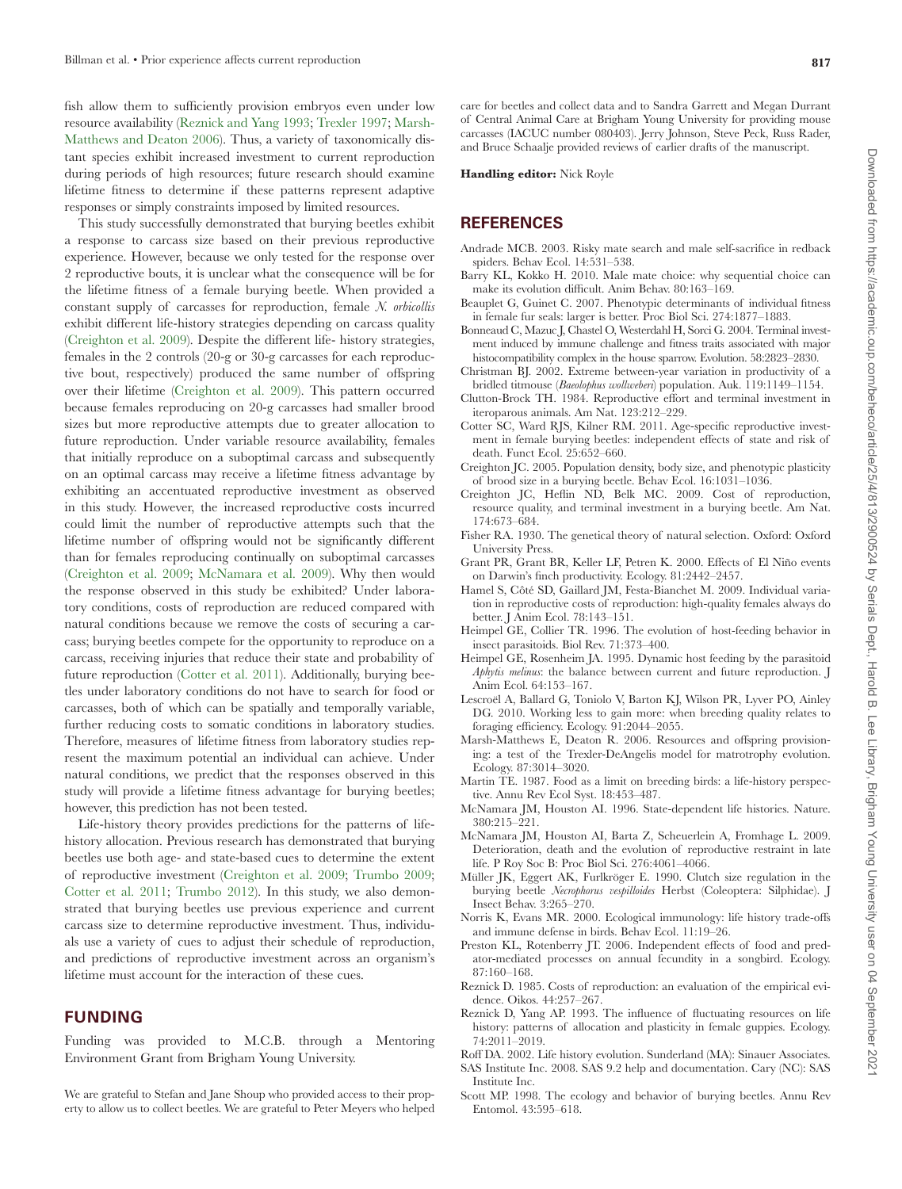fish allow them to sufficiently provision embryos even under low resource availability (Reznick and Yang 1993; Trexler 1997; Marsh-Matthews and Deaton 2006). Thus, a variety of taxonomically distant species exhibit increased investment to current reproduction during periods of high resources; future research should examine lifetime fitness to determine if these patterns represent adaptive responses or simply constraints imposed by limited resources.

This study successfully demonstrated that burying beetles exhibit a response to carcass size based on their previous reproductive experience. However, because we only tested for the response over 2 reproductive bouts, it is unclear what the consequence will be for the lifetime fitness of a female burying beetle. When provided a constant supply of carcasses for reproduction, female *N. orbicollis* exhibit different life-history strategies depending on carcass quality (Creighton et al. 2009). Despite the different life- history strategies, females in the 2 controls (20-g or 30-g carcasses for each reproductive bout, respectively) produced the same number of offspring over their lifetime (Creighton et al. 2009). This pattern occurred because females reproducing on 20-g carcasses had smaller brood sizes but more reproductive attempts due to greater allocation to future reproduction. Under variable resource availability, females that initially reproduce on a suboptimal carcass and subsequently on an optimal carcass may receive a lifetime fitness advantage by exhibiting an accentuated reproductive investment as observed in this study. However, the increased reproductive costs incurred could limit the number of reproductive attempts such that the lifetime number of offspring would not be significantly different than for females reproducing continually on suboptimal carcasses (Creighton et al. 2009; McNamara et al. 2009). Why then would the response observed in this study be exhibited? Under laboratory conditions, costs of reproduction are reduced compared with natural conditions because we remove the costs of securing a carcass; burying beetles compete for the opportunity to reproduce on a carcass, receiving injuries that reduce their state and probability of future reproduction (Cotter et al. 2011). Additionally, burying beetles under laboratory conditions do not have to search for food or carcasses, both of which can be spatially and temporally variable, further reducing costs to somatic conditions in laboratory studies. Therefore, measures of lifetime fitness from laboratory studies represent the maximum potential an individual can achieve. Under natural conditions, we predict that the responses observed in this study will provide a lifetime fitness advantage for burying beetles; however, this prediction has not been tested.

Life-history theory provides predictions for the patterns of life-history allocation. Previous research has demonstrated that burying beetles use both age- and state-based cues to determine the extent of reproductive investment (Creighton et al. 2009; Trumbo 2009; Cotter et al. 2011; Trumbo 2012). In this study, we also demonstrated that burying beetles use previous experience and current carcass size to determine reproductive investment. Thus, individuals use a variety of cues to adjust their schedule of reproduction, and predictions of reproductive investment across an organism's lifetime must account for the interaction of these cues.

## FUNDING

Funding was provided to M.C.B. through a Mentoring Environment Grant from Brigham Young University.

We are grateful to Stefan and Jane Shoup who provided access to their property to allow us to collect beetles. We are grateful to Peter Meyers who helped care for beetles and collect data and to Sandra Garrett and Megan Durrant of Central Animal Care at Brigham Young University for providing mouse carcasses (IACUC number 080403). Jerry Johnson, Steve Peck, Russ Rader, and Bruce Schaalje provided reviews of earlier drafts of the manuscript.

**Handling editor:** Nick Royle

## REFERENCES

Andrade MCB. 2003. Risky mate search and male self-sacrifice in redback spiders. Behav Ecol. 14:531–538.

Barry KL, Kokko H. 2010. Male mate choice: why sequential choice can make its evolution difficult. Anim Behav. 80:163–169.

Beauplet G, Guinet C. 2007. Phenotypic determinants of individual fitness in female fur seals: larger is better. Proc Biol Sci. 274:1877–1883.

Bonneaud C, Mazuc J, Chastel O, Westerdahl H, Sorci G. 2004. Terminal investment induced by immune challenge and fitness traits associated with major histocompatibility complex in the house sparrow. Evolution. 58:2823–2830.

Christman BJ. 2002. Extreme between-year variation in productivity of a bridled titmouse (*Baeolophus wollweberi*) population. Auk. 119:1149–1154.

Clutton-Brock TH. 1984. Reproductive effort and terminal investment in iteroparous animals. Am Nat. 123:212–229.

Cotter SC, Ward RJS, Kilner RM. 2011. Age-specific reproductive investment in female burying beetles: independent effects of state and risk of death. Funct Ecol. 25:652–660.

Creighton JC. 2005. Population density, body size, and phenotypic plasticity of brood size in a burying beetle. Behav Ecol. 16:1031–1036.

Creighton JC, Heflin ND, Belk MC. 2009. Cost of reproduction, resource quality, and terminal investment in a burying beetle. Am Nat. 174:673–684.

Fisher RA. 1930. The genetical theory of natural selection. Oxford: Oxford University Press.

Grant PR, Grant BR, Keller LF, Petren K. 2000. Effects of El Niño events on Darwin's finch productivity. Ecology. 81:2442–2457.

Hamel S, Côté SD, Gaillard JM, Festa-Bianchet M. 2009. Individual variation in reproductive costs of reproduction: high-quality females always do better. J Anim Ecol. 78:143–151.

Heimpel GE, Collier TR. 1996. The evolution of host-feeding behavior in insect parasitoids. Biol Rev. 71:373–400.

Heimpel GE, Rosenheim JA. 1995. Dynamic host feeding by the parasitoid *Aphytis melinus*: the balance between current and future reproduction. J Anim Ecol. 64:153–167.

Lescroël A, Ballard G, Toniolo V, Barton KJ, Wilson PR, Lyver PO, Ainley DG. 2010. Working less to gain more: when breeding quality relates to foraging efficiency. Ecology. 91:2044–2055.

Marsh-Matthews E, Deaton R. 2006. Resources and offspring provisioning: a test of the Trexler-DeAngelis model for matrotrophy evolution. Ecology. 87:3014–3020.

Martin TE. 1987. Food as a limit on breeding birds: a life-history perspective. Annu Rev Ecol Syst. 18:453–487.

McNamara JM, Houston AI. 1996. State-dependent life histories. Nature. 380:215–221.

McNamara JM, Houston AI, Barta Z, Scheuerlein A, Fromhage L. 2009. Deterioration, death and the evolution of reproductive restraint in late life. P Roy Soc B: Proc Biol Sci. 276:4061–4066.

Müller JK, Eggert AK, Furlkröger E. 1990. Clutch size regulation in the burying beetle *Necrophorus vespilloides* Herbst (Coleoptera: Silphidae). J Insect Behav. 3:265–270.

Norris K, Evans MR. 2000. Ecological immunology: life history trade-offs and immune defense in birds. Behav Ecol. 11:19–26.

Preston KL, Rotenberry JT. 2006. Independent effects of food and predator-mediated processes on annual fecundity in a songbird. Ecology. 87:160–168.

Reznick D. 1985. Costs of reproduction: an evaluation of the empirical evidence. Oikos. 44:257–267.

Reznick D, Yang AP. 1993. The influence of fluctuating resources on life history: patterns of allocation and plasticity in female guppies. Ecology. 74:2011–2019.

Roff DA. 2002. Life history evolution. Sunderland (MA): Sinauer Associates.

SAS Institute Inc. 2008. SAS 9.2 help and documentation. Cary (NC): SAS Institute Inc.

Scott MP. 1998. The ecology and behavior of burying beetles. Annu Rev Entomol. 43:595–618.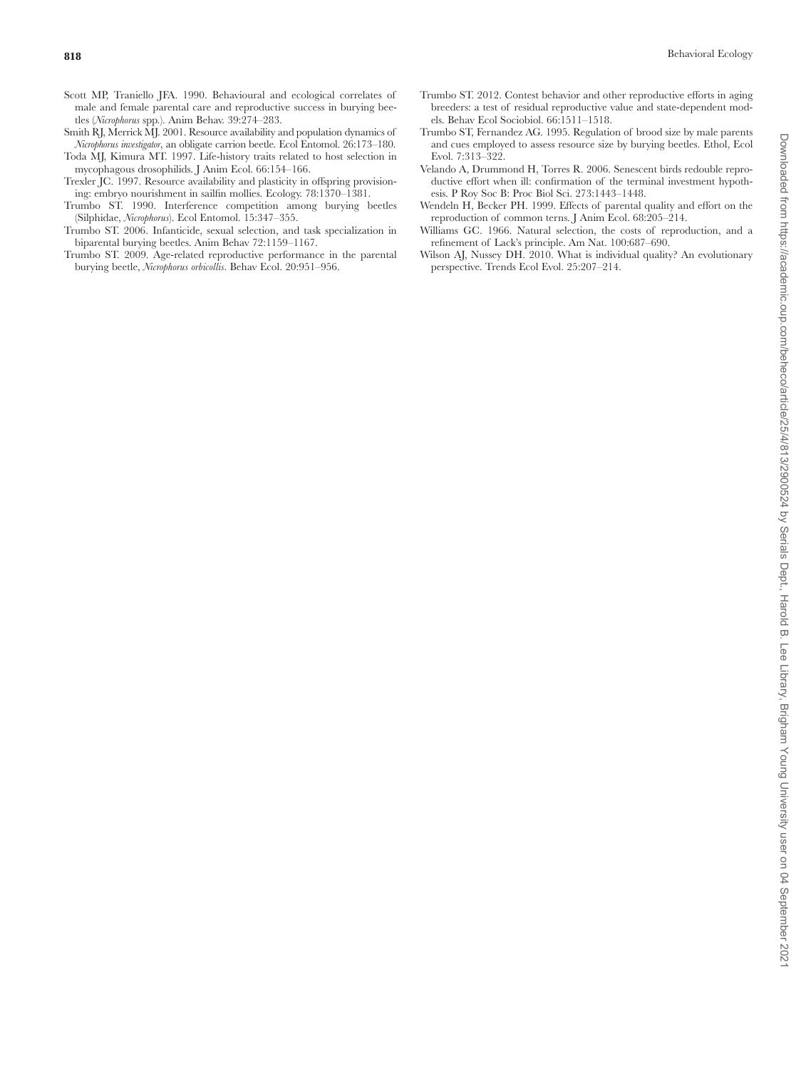Scott MP, Traniello JFA. 1990. Behavioural and ecological correlates of male and female parental care and reproductive success in burying beetles (*Nicrophorus* spp.). Anim Behav. 39:274–283.

Smith RJ, Merrick MJ. 2001. Resource availability and population dynamics of *Nicrophorus investigator*, an obligate carrion beetle. Ecol Entomol. 26:173–180.

Toda MJ, Kimura MT. 1997. Life-history traits related to host selection in mycophagous drosophilids. J Anim Ecol. 66:154–166.

Trexler JC. 1997. Resource availability and plasticity in offspring provisioning: embryo nourishment in sailfin mollies. Ecology. 78:1370–1381.

Trumbo ST. 1990. Interference competition among burying beetles (Silphidae, *Nicrophorus*). Ecol Entomol. 15:347–355.

Trumbo ST. 2006. Infanticide, sexual selection, and task specialization in biparental burying beetles. Anim Behav 72:1159–1167.

Trumbo ST. 2009. Age-related reproductive performance in the parental burying beetle, *Nicrophorus orbicollis*. Behav Ecol. 20:951–956.

Trumbo ST. 2012. Contest behavior and other reproductive efforts in aging breeders: a test of residual reproductive value and state-dependent models. Behav Ecol Sociobiol. 66:1511–1518.

Trumbo ST, Fernandez AG. 1995. Regulation of brood size by male parents and cues employed to assess resource size by burying beetles. Ethol, Ecol Evol. 7:313–322.

Velando A, Drummond H, Torres R. 2006. Senescent birds redouble reproductive effort when ill: confirmation of the terminal investment hypothesis. P Roy Soc B: Proc Biol Sci. 273:1443–1448.

Wendeln H, Becker PH. 1999. Effects of parental quality and effort on the reproduction of common terns. J Anim Ecol. 68:205–214.

Williams GC. 1966. Natural selection, the costs of reproduction, and a refinement of Lack's principle. Am Nat. 100:687–690.

Wilson AJ, Nussey DH. 2010. What is individual quality? An evolutionary perspective. Trends Ecol Evol. 25:207–214.